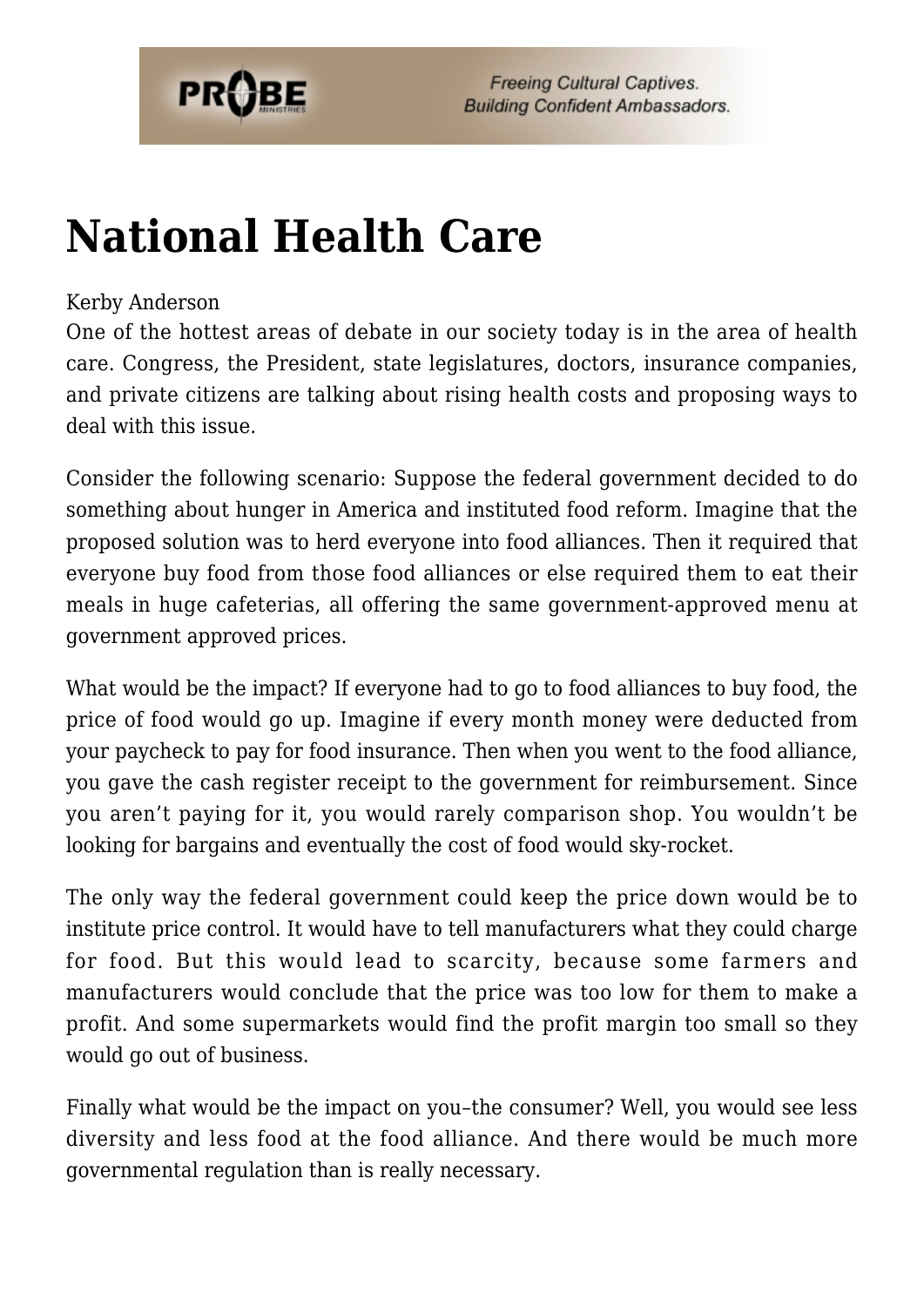# National Health Care

Kerby Anderson

One of the hottest areas of debate in our society today is in the area of health care. Congress, the President, state legislatures, doctors, insurance companies, and private citizens are talking about rising health costs and proposing ways to deal with this issue.

Consider the following scenario: Suppose the federal government decided to do something about hunger in America and instituted food reform. Imagine that the proposed solution was to herd everyone into food alliances. Then it required that everyone buy food from those food alliances or else required them to eat their meals in huge cafeterias, all offering the same government-approved menu at government approved prices.

What would be the impact? If everyone had to go to food alliances to buy food, the price of food would go up. Imagine if every month money were deducted from your paycheck to pay for food insurance. Then when you went to the food alliance, you gave the cash register receipt to the government for reimbursement. Since you aren't paying for it, you would rarely comparison shop. You wouldn't be looking for bargains and eventually the cost of food would sky-rocket.

The only way the federal government could keep the price down would be to institute price control. It would have to tell manufacturers what they could charge for food. But this would lead to scarcity, because some farmers and manufacturers would conclude that the price was too low for them to make a profit. And some supermarkets would find the profit margin too small so they would go out of business.

Finally what would be the impact on you–the consumer? Well, you would see less diversity and less food at the food alliance. And there would be much more governmental regulation than is really necessary.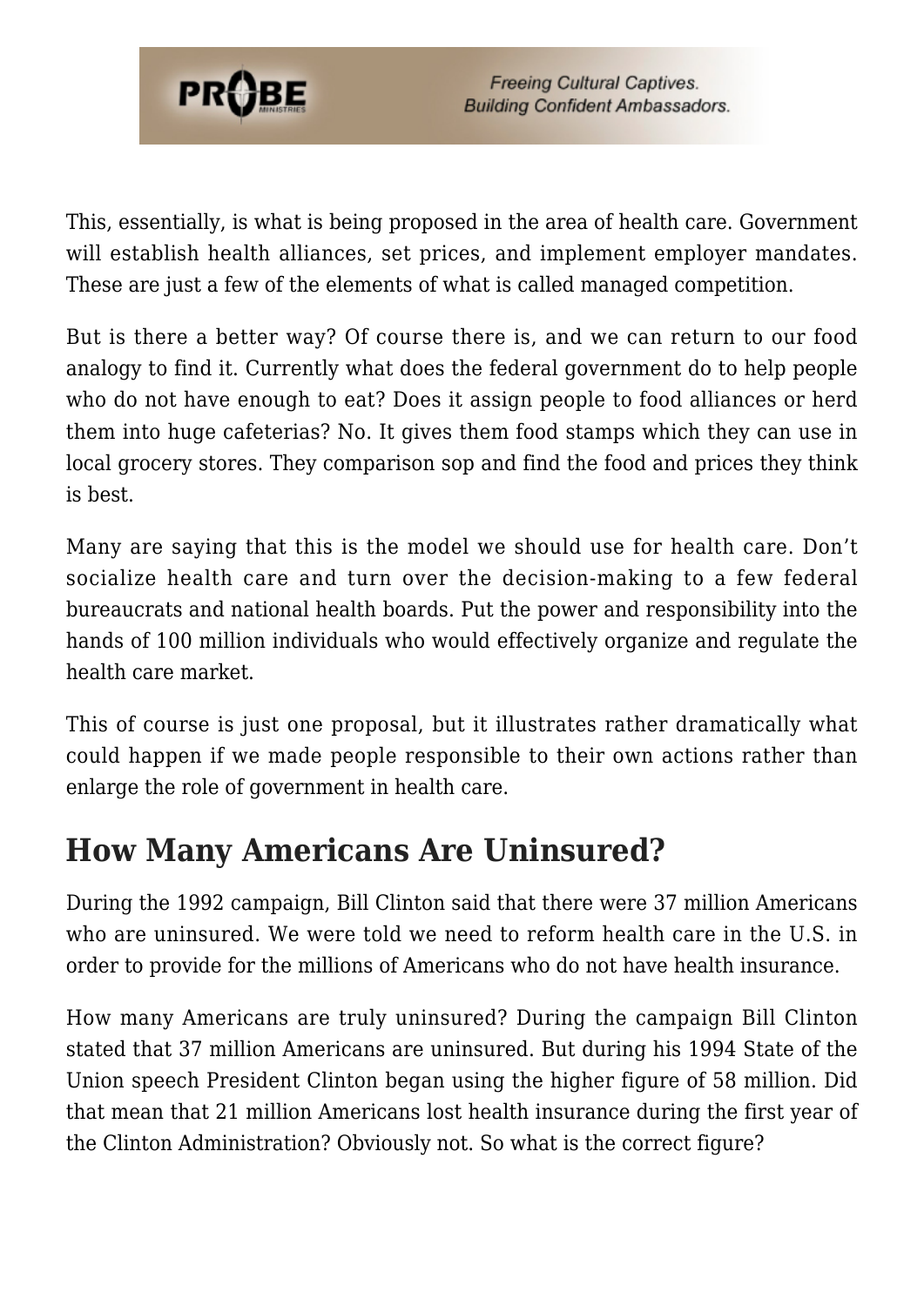This, essentially, is what is being proposed in the area of health care. Government will establish health alliances, set prices, and implement employer mandates. These are just a few of the elements of what is called managed competition.

But is there a better way? Of course there is, and we can return to our food analogy to find it. Currently what does the federal government do to help people who do not have enough to eat? Does it assign people to food alliances or herd them into huge cafeterias? No. It gives them food stamps which they can use in local grocery stores. They comparison sop and find the food and prices they think is best.

Many are saying that this is the model we should use for health care. Don't socialize health care and turn over the decision-making to a few federal bureaucrats and national health boards. Put the power and responsibility into the hands of 100 million individuals who would effectively organize and regulate the health care market.

This of course is just one proposal, but it illustrates rather dramatically what could happen if we made people responsible to their own actions rather than enlarge the role of government in health care.

## How Many Americans Are Uninsured?

During the 1992 campaign, Bill Clinton said that there were 37 million Americans who are uninsured. We were told we need to reform health care in the U.S. in order to provide for the millions of Americans who do not have health insurance.

How many Americans are truly uninsured? During the campaign Bill Clinton stated that 37 million Americans are uninsured. But during his 1994 State of the Union speech President Clinton began using the higher figure of 58 million. Did that mean that 21 million Americans lost health insurance during the first year of the Clinton Administration? Obviously not. So what is the correct figure?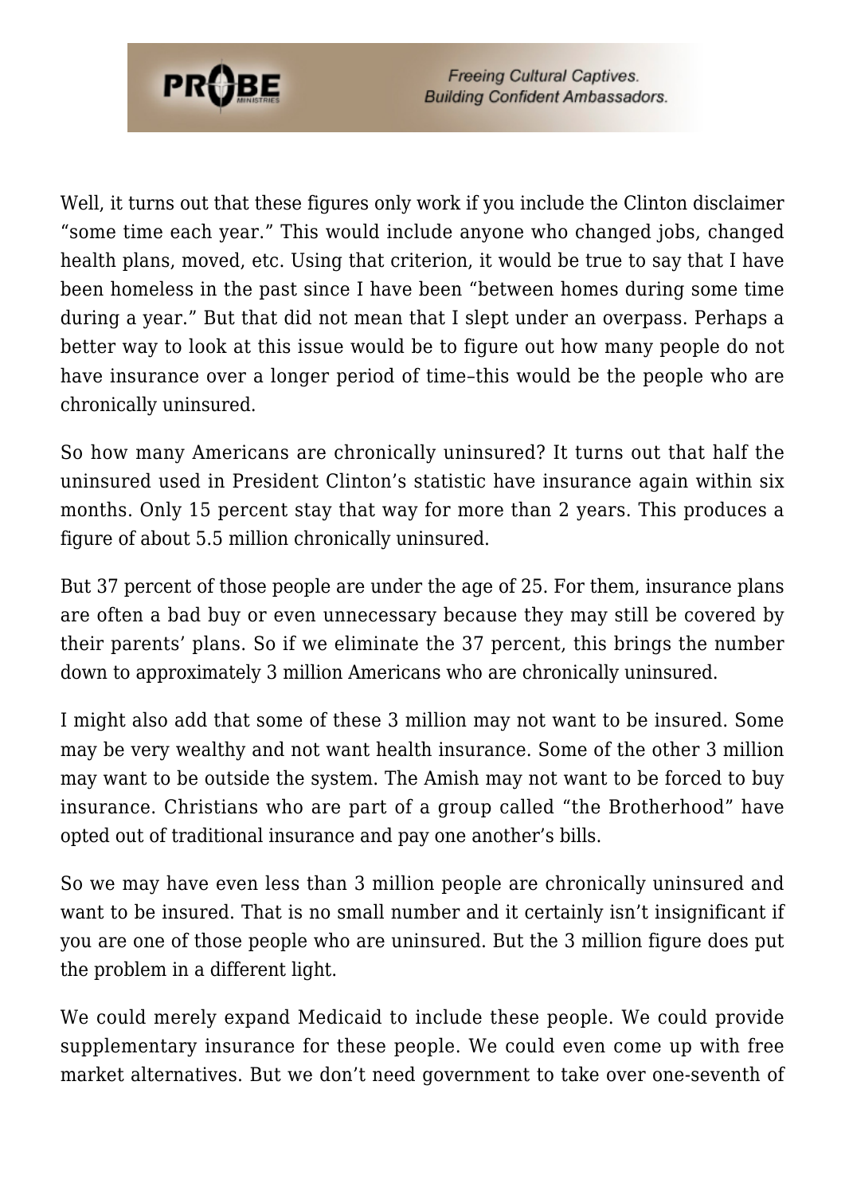Well, it turns out that these figures only work if you include the Clinton disclaimer "some time each year." This would include anyone who changed jobs, changed health plans, moved, etc. Using that criterion, it would be true to say that I have been homeless in the past since I have been "between homes during some time during a year." But that did not mean that I slept under an overpass. Perhaps a better way to look at this issue would be to figure out how many people do not have insurance over a longer period of time–this would be the people who are chronically uninsured.

So how many Americans are chronically uninsured? It turns out that half the uninsured used in President Clinton's statistic have insurance again within six months. Only 15 percent stay that way for more than 2 years. This produces a figure of about 5.5 million chronically uninsured.

But 37 percent of those people are under the age of 25. For them, insurance plans are often a bad buy or even unnecessary because they may still be covered by their parents' plans. So if we eliminate the 37 percent, this brings the number down to approximately 3 million Americans who are chronically uninsured.

I might also add that some of these 3 million may not want to be insured. Some may be very wealthy and not want health insurance. Some of the other 3 million may want to be outside the system. The Amish may not want to be forced to buy insurance. Christians who are part of a group called "the Brotherhood" have opted out of traditional insurance and pay one another's bills.

So we may have even less than 3 million people are chronically uninsured and want to be insured. That is no small number and it certainly isn't insignificant if you are one of those people who are uninsured. But the 3 million figure does put the problem in a different light.

We could merely expand Medicaid to include these people. We could provide supplementary insurance for these people. We could even come up with free market alternatives. But we don't need government to take over one-seventh of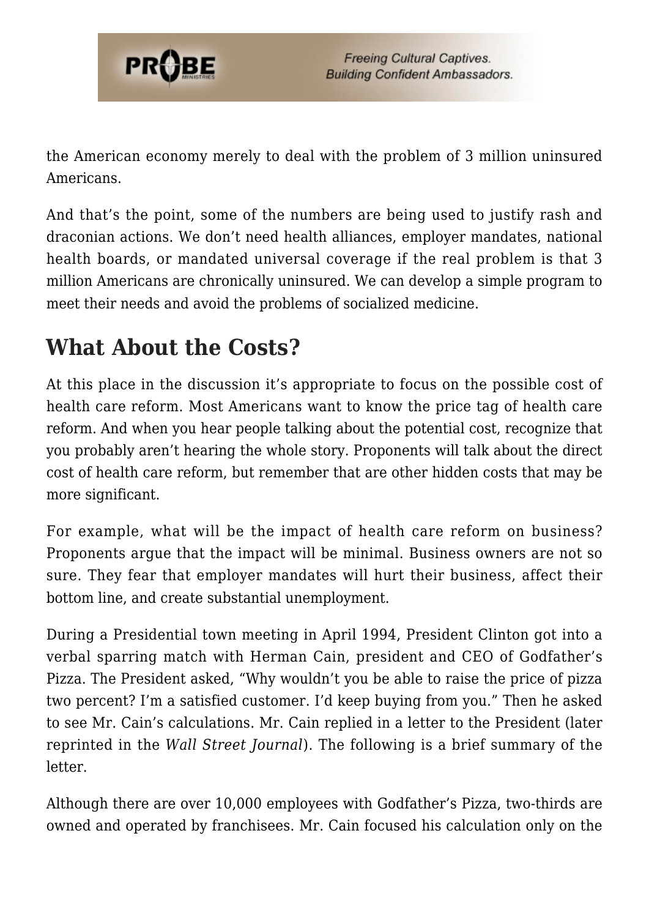the American economy merely to deal with the problem of 3 million uninsured Americans.

And that's the point, some of the numbers are being used to justify rash and draconian actions. We don't need health alliances, employer mandates, national health boards, or mandated universal coverage if the real problem is that 3 million Americans are chronically uninsured. We can develop a simple program to meet their needs and avoid the problems of socialized medicine.

## What About the Costs?

At this place in the discussion it's appropriate to focus on the possible cost of health care reform. Most Americans want to know the price tag of health care reform. And when you hear people talking about the potential cost, recognize that you probably aren't hearing the whole story. Proponents will talk about the direct cost of health care reform, but remember that are other hidden costs that may be more significant.

For example, what will be the impact of health care reform on business? Proponents argue that the impact will be minimal. Business owners are not so sure. They fear that employer mandates will hurt their business, affect their bottom line, and create substantial unemployment.

During a Presidential town meeting in April 1994, President Clinton got into a verbal sparring match with Herman Cain, president and CEO of Godfather's Pizza. The President asked, "Why wouldn't you be able to raise the price of pizza two percent? I'm a satisfied customer. I'd keep buying from you." Then he asked to see Mr. Cain's calculations. Mr. Cain replied in a letter to the President (later reprinted in the *Wall Street Journal*). The following is a brief summary of the letter.

Although there are over 10,000 employees with Godfather's Pizza, two-thirds are owned and operated by franchisees. Mr. Cain focused his calculation only on the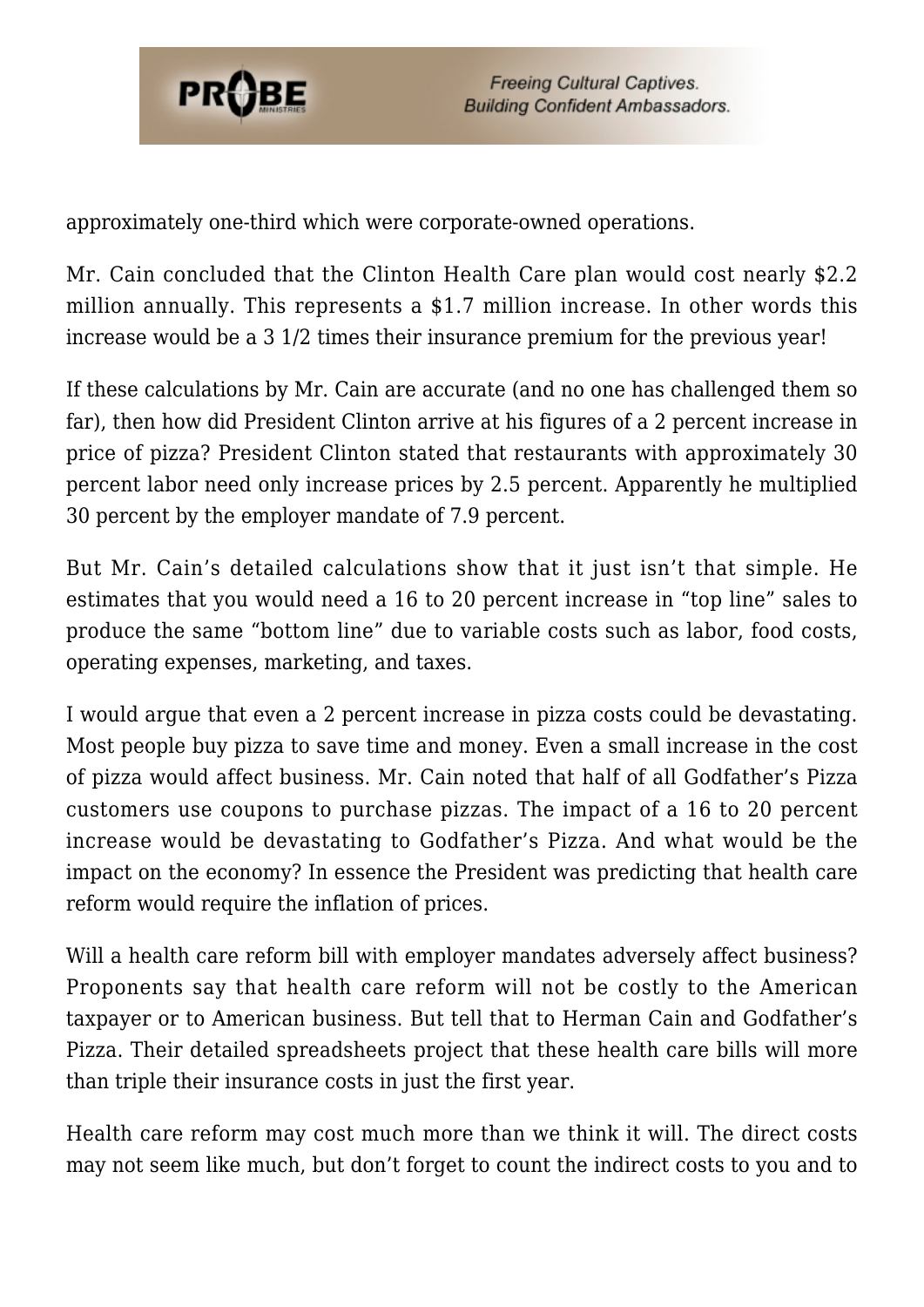approximately one-third which were corporate-owned operations.

Mr. Cain concluded that the Clinton Health Care plan would cost nearly $2.2 million annually. This represents a $1.7 million increase. In other words this increase would be a 3 1/2 times their insurance premium for the previous year!

If these calculations by Mr. Cain are accurate (and no one has challenged them so far), then how did President Clinton arrive at his figures of a 2 percent increase in price of pizza? President Clinton stated that restaurants with approximately 30 percent labor need only increase prices by 2.5 percent. Apparently he multiplied 30 percent by the employer mandate of 7.9 percent.

But Mr. Cain's detailed calculations show that it just isn't that simple. He estimates that you would need a 16 to 20 percent increase in "top line" sales to produce the same "bottom line" due to variable costs such as labor, food costs, operating expenses, marketing, and taxes.

I would argue that even a 2 percent increase in pizza costs could be devastating. Most people buy pizza to save time and money. Even a small increase in the cost of pizza would affect business. Mr. Cain noted that half of all Godfather's Pizza customers use coupons to purchase pizzas. The impact of a 16 to 20 percent increase would be devastating to Godfather's Pizza. And what would be the impact on the economy? In essence the President was predicting that health care reform would require the inflation of prices.

Will a health care reform bill with employer mandates adversely affect business? Proponents say that health care reform will not be costly to the American taxpayer or to American business. But tell that to Herman Cain and Godfather's Pizza. Their detailed spreadsheets project that these health care bills will more than triple their insurance costs in just the first year.

Health care reform may cost much more than we think it will. The direct costs may not seem like much, but don't forget to count the indirect costs to you and to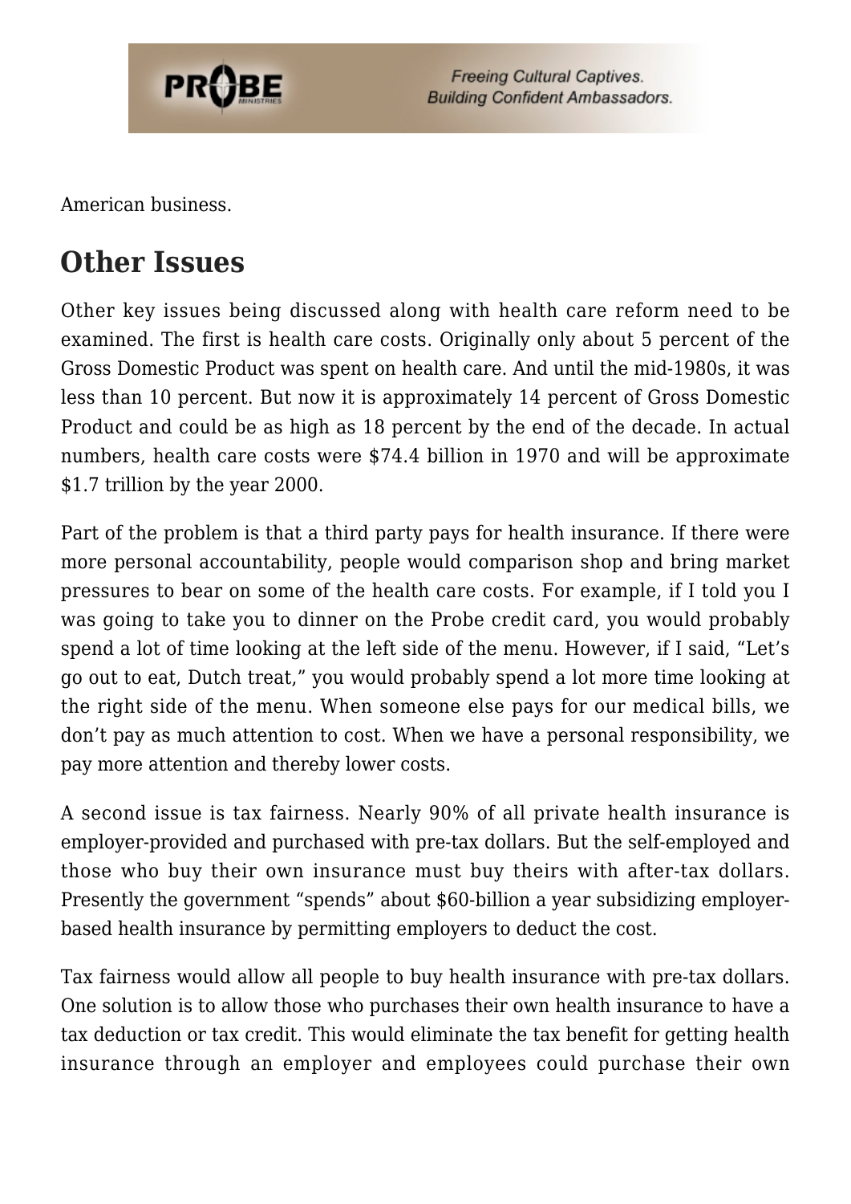American business.

## Other Issues

Other key issues being discussed along with health care reform need to be examined. The first is health care costs. Originally only about 5 percent of the Gross Domestic Product was spent on health care. And until the mid-1980s, it was less than 10 percent. But now it is approximately 14 percent of Gross Domestic Product and could be as high as 18 percent by the end of the decade. In actual numbers, health care costs were $74.4 billion in 1970 and will be approximate $1.7 trillion by the year 2000.

Part of the problem is that a third party pays for health insurance. If there were more personal accountability, people would comparison shop and bring market pressures to bear on some of the health care costs. For example, if I told you I was going to take you to dinner on the Probe credit card, you would probably spend a lot of time looking at the left side of the menu. However, if I said, "Let's go out to eat, Dutch treat," you would probably spend a lot more time looking at the right side of the menu. When someone else pays for our medical bills, we don't pay as much attention to cost. When we have a personal responsibility, we pay more attention and thereby lower costs.

A second issue is tax fairness. Nearly 90% of all private health insurance is employer-provided and purchased with pre-tax dollars. But the self-employed and those who buy their own insurance must buy theirs with after-tax dollars. Presently the government "spends" about $60-billion a year subsidizing employer-based health insurance by permitting employers to deduct the cost.

Tax fairness would allow all people to buy health insurance with pre-tax dollars. One solution is to allow those who purchases their own health insurance to have a tax deduction or tax credit. This would eliminate the tax benefit for getting health insurance through an employer and employees could purchase their own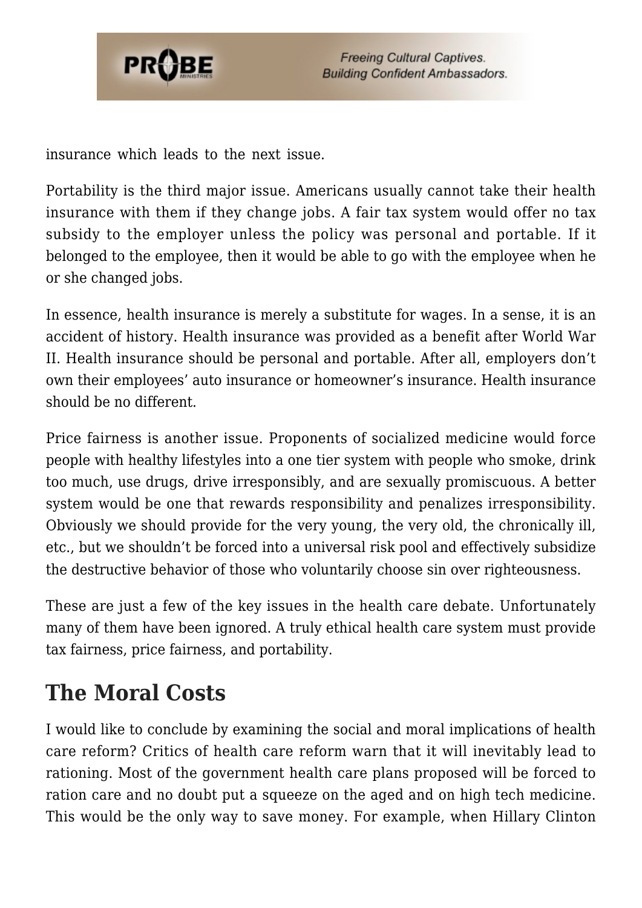insurance which leads to the next issue.

Portability is the third major issue. Americans usually cannot take their health insurance with them if they change jobs. A fair tax system would offer no tax subsidy to the employer unless the policy was personal and portable. If it belonged to the employee, then it would be able to go with the employee when he or she changed jobs.

In essence, health insurance is merely a substitute for wages. In a sense, it is an accident of history. Health insurance was provided as a benefit after World War II. Health insurance should be personal and portable. After all, employers don't own their employees' auto insurance or homeowner's insurance. Health insurance should be no different.

Price fairness is another issue. Proponents of socialized medicine would force people with healthy lifestyles into a one tier system with people who smoke, drink too much, use drugs, drive irresponsibly, and are sexually promiscuous. A better system would be one that rewards responsibility and penalizes irresponsibility. Obviously we should provide for the very young, the very old, the chronically ill, etc., but we shouldn't be forced into a universal risk pool and effectively subsidize the destructive behavior of those who voluntarily choose sin over righteousness.

These are just a few of the key issues in the health care debate. Unfortunately many of them have been ignored. A truly ethical health care system must provide tax fairness, price fairness, and portability.

## The Moral Costs

I would like to conclude by examining the social and moral implications of health care reform? Critics of health care reform warn that it will inevitably lead to rationing. Most of the government health care plans proposed will be forced to ration care and no doubt put a squeeze on the aged and on high tech medicine. This would be the only way to save money. For example, when Hillary Clinton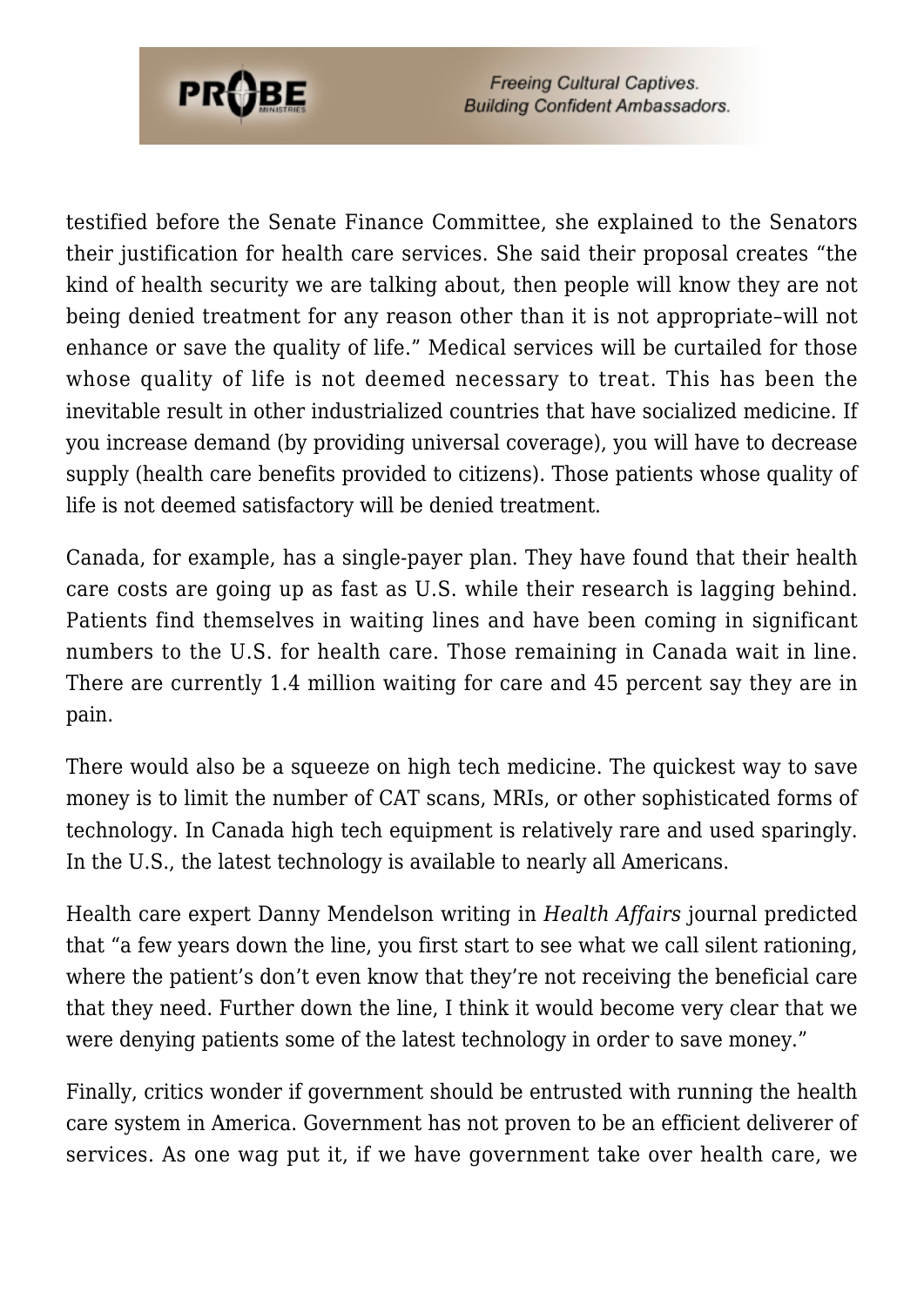testified before the Senate Finance Committee, she explained to the Senators their justification for health care services. She said their proposal creates "the kind of health security we are talking about, then people will know they are not being denied treatment for any reason other than it is not appropriate–will not enhance or save the quality of life." Medical services will be curtailed for those whose quality of life is not deemed necessary to treat. This has been the inevitable result in other industrialized countries that have socialized medicine. If you increase demand (by providing universal coverage), you will have to decrease supply (health care benefits provided to citizens). Those patients whose quality of life is not deemed satisfactory will be denied treatment.

Canada, for example, has a single-payer plan. They have found that their health care costs are going up as fast as U.S. while their research is lagging behind. Patients find themselves in waiting lines and have been coming in significant numbers to the U.S. for health care. Those remaining in Canada wait in line. There are currently 1.4 million waiting for care and 45 percent say they are in pain.

There would also be a squeeze on high tech medicine. The quickest way to save money is to limit the number of CAT scans, MRIs, or other sophisticated forms of technology. In Canada high tech equipment is relatively rare and used sparingly. In the U.S., the latest technology is available to nearly all Americans.

Health care expert Danny Mendelson writing in *Health Affairs* journal predicted that "a few years down the line, you first start to see what we call silent rationing, where the patient's don't even know that they're not receiving the beneficial care that they need. Further down the line, I think it would become very clear that we were denying patients some of the latest technology in order to save money."

Finally, critics wonder if government should be entrusted with running the health care system in America. Government has not proven to be an efficient deliverer of services. As one wag put it, if we have government take over health care, we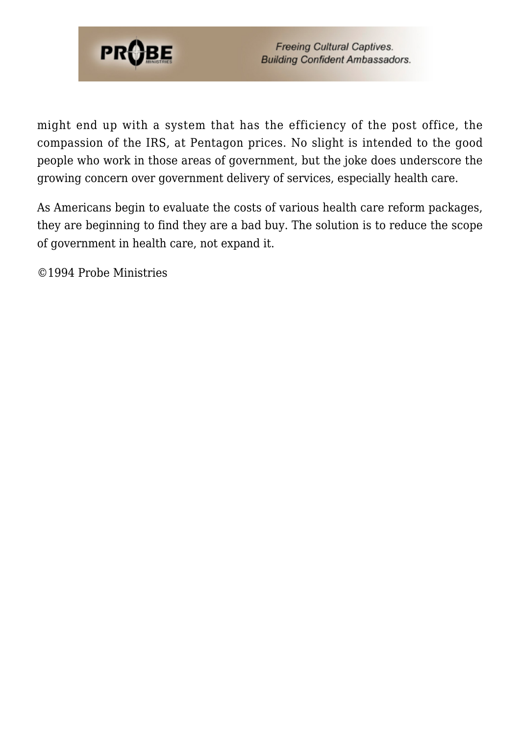might end up with a system that has the efficiency of the post office, the compassion of the IRS, at Pentagon prices. No slight is intended to the good people who work in those areas of government, but the joke does underscore the growing concern over government delivery of services, especially health care.

As Americans begin to evaluate the costs of various health care reform packages, they are beginning to find they are a bad buy. The solution is to reduce the scope of government in health care, not expand it.

©1994 Probe Ministries